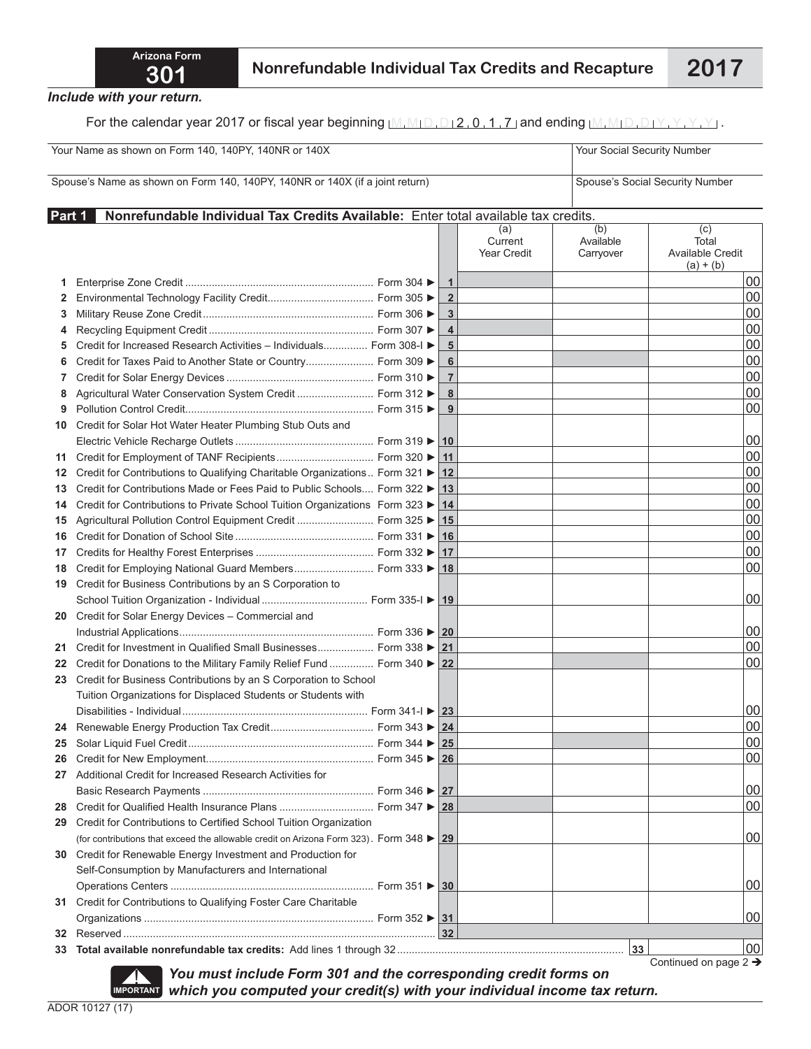# Arizona Form 301

## Nonrefundable Individual Tax Credits and Recapture — 2017

*Include with your return.*

For the calendar year 2017 or fiscal year beginning M M D D 2 0 1 7 and ending M M D D Y Y Y Y .

| Your Name as shown on Form 140, 140PY, 140NR or 140X | Your Social Security Number |
|---|---|
| Spouse's Name as shown on Form 140, 140PY, 140NR or 140X (if a joint return) | Spouse's Social Security Number |

### Part 1 Nonrefundable Individual Tax Credits Available: Enter total available tax credits.

| | | | (a) Current Year Credit | (b) Available Carryover | (c) Total Available Credit (a) + (b) |
|---|---|---|---|---|---|
| 1 | Enterprise Zone Credit | Form 304 ► 1 | | | 00 |
| 2 | Environmental Technology Facility Credit | Form 305 ► 2 | | | 00 |
| 3 | Military Reuse Zone Credit | Form 306 ► 3 | | | 00 |
| 4 | Recycling Equipment Credit | Form 307 ► 4 | | | 00 |
| 5 | Credit for Increased Research Activities – Individuals | Form 308-I ► 5 | | | 00 |
| 6 | Credit for Taxes Paid to Another State or Country | Form 309 ► 6 | | | 00 |
| 7 | Credit for Solar Energy Devices | Form 310 ► 7 | | | 00 |
| 8 | Agricultural Water Conservation System Credit | Form 312 ► 8 | | | 00 |
| 9 | Pollution Control Credit | Form 315 ► 9 | | | 00 |
| 10 | Credit for Solar Hot Water Heater Plumbing Stub Outs and Electric Vehicle Recharge Outlets | Form 319 ► 10 | | | 00 |
| 11 | Credit for Employment of TANF Recipients | Form 320 ► 11 | | | 00 |
| 12 | Credit for Contributions to Qualifying Charitable Organizations | Form 321 ► 12 | | | 00 |
| 13 | Credit for Contributions Made or Fees Paid to Public Schools | Form 322 ► 13 | | | 00 |
| 14 | Credit for Contributions to Private School Tuition Organizations | Form 323 ► 14 | | | 00 |
| 15 | Agricultural Pollution Control Equipment Credit | Form 325 ► 15 | | | 00 |
| 16 | Credit for Donation of School Site | Form 331 ► 16 | | | 00 |
| 17 | Credits for Healthy Forest Enterprises | Form 332 ► 17 | | | 00 |
| 18 | Credit for Employing National Guard Members | Form 333 ► 18 | | | 00 |
| 19 | Credit for Business Contributions by an S Corporation to School Tuition Organization - Individual | Form 335-I ► 19 | | | 00 |
| 20 | Credit for Solar Energy Devices – Commercial and Industrial Applications | Form 336 ► 20 | | | 00 |
| 21 | Credit for Investment in Qualified Small Businesses | Form 338 ► 21 | | | 00 |
| 22 | Credit for Donations to the Military Family Relief Fund | Form 340 ► 22 | | | 00 |
| 23 | Credit for Business Contributions by an S Corporation to School Tuition Organizations for Displaced Students or Students with Disabilities - Individual | Form 341-I ► 23 | | | 00 |
| 24 | Renewable Energy Production Tax Credit | Form 343 ► 24 | | | 00 |
| 25 | Solar Liquid Fuel Credit | Form 344 ► 25 | | | 00 |
| 26 | Credit for New Employment | Form 345 ► 26 | | | 00 |
| 27 | Additional Credit for Increased Research Activities for Basic Research Payments | Form 346 ► 27 | | | 00 |
| 28 | Credit for Qualified Health Insurance Plans | Form 347 ► 28 | | | 00 |
| 29 | Credit for Contributions to Certified School Tuition Organization (for contributions that exceed the allowable credit on Arizona Form 323) | Form 348 ► 29 | | | 00 |
| 30 | Credit for Renewable Energy Investment and Production for Self-Consumption by Manufacturers and International Operations Centers | Form 351 ► 30 | | | 00 |
| 31 | Credit for Contributions to Qualifying Foster Care Charitable Organizations | Form 352 ► 31 | | | 00 |
| 32 | Reserved | 32 | | | |
| 33 | **Total available nonrefundable tax credits:** Add lines 1 through 32 | 33 | | | 00 |

Continued on page 2 ➔

IMPORTANT ***You must include Form 301 and the corresponding credit forms on which you computed your credit(s) with your individual income tax return.***

ADOR 10127 (17)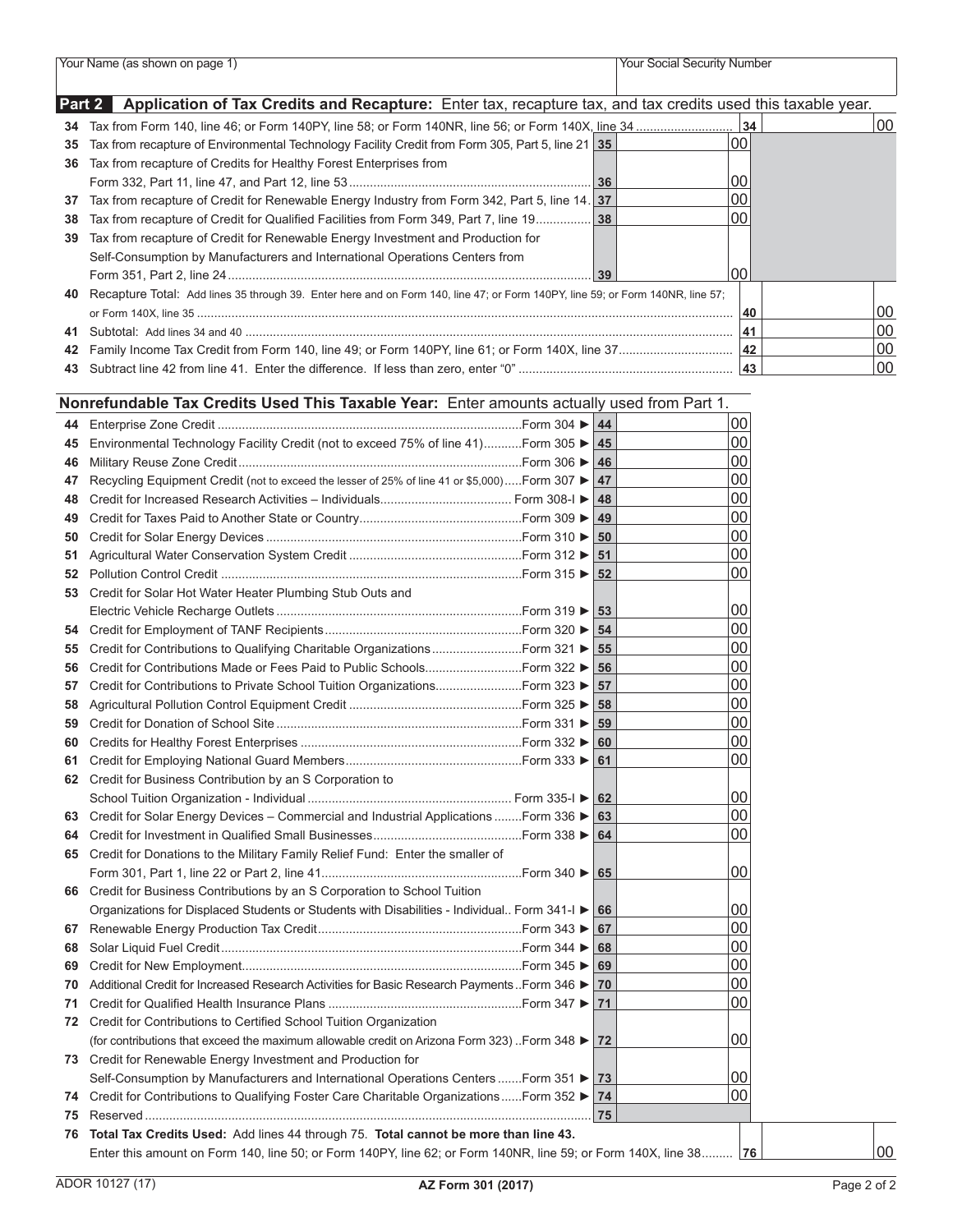| Your Name (as shown on page 1) | Your Social Security Number |
|---|---|
| | |

## Part 2 Application of Tax Credits and Recapture: Enter tax, recapture tax, and tax credits used this taxable year.

| | | | | | |
|---|---|---|---|---|---|
| 34 | Tax from Form 140, line 46; or Form 140PY, line 58; or Form 140NR, line 56; or Form 140X, line 34 | | | 34 | 00 |
| 35 | Tax from recapture of Environmental Technology Facility Credit from Form 305, Part 5, line 21 | 35 | 00 | | |
| 36 | Tax from recapture of Credits for Healthy Forest Enterprises from Form 332, Part 11, line 47, and Part 12, line 53 | 36 | 00 | | |
| 37 | Tax from recapture of Credit for Renewable Energy Industry from Form 342, Part 5, line 14 | 37 | 00 | | |
| 38 | Tax from recapture of Credit for Qualified Facilities from Form 349, Part 7, line 19 | 38 | 00 | | |
| 39 | Tax from recapture of Credit for Renewable Energy Investment and Production for Self-Consumption by Manufacturers and International Operations Centers from Form 351, Part 2, line 24 | 39 | 00 | | |
| 40 | Recapture Total: Add lines 35 through 39. Enter here and on Form 140, line 47; or Form 140PY, line 59; or Form 140NR, line 57; or Form 140X, line 35 | | | 40 | 00 |
| 41 | Subtotal: Add lines 34 and 40 | | | 41 | 00 |
| 42 | Family Income Tax Credit from Form 140, line 49; or Form 140PY, line 61; or Form 140X, line 37 | | | 42 | 00 |
| 43 | Subtract line 42 from line 41. Enter the difference. If less than zero, enter "0" | | | 43 | 00 |

### Nonrefundable Tax Credits Used This Taxable Year: Enter amounts actually used from Part 1.

| | | | | |
|---|---|---|---|---|
| 44 | Enterprise Zone Credit | Form 304 ► | 44 | 00 |
| 45 | Environmental Technology Facility Credit (not to exceed 75% of line 41) | Form 305 ► | 45 | 00 |
| 46 | Military Reuse Zone Credit | Form 306 ► | 46 | 00 |
| 47 | Recycling Equipment Credit (not to exceed the lesser of 25% of line 41 or $5,000) | Form 307 ► | 47 | 00 |
| 48 | Credit for Increased Research Activities – Individuals | Form 308-I ► | 48 | 00 |
| 49 | Credit for Taxes Paid to Another State or Country | Form 309 ► | 49 | 00 |
| 50 | Credit for Solar Energy Devices | Form 310 ► | 50 | 00 |
| 51 | Agricultural Water Conservation System Credit | Form 312 ► | 51 | 00 |
| 52 | Pollution Control Credit | Form 315 ► | 52 | 00 |
| 53 | Credit for Solar Hot Water Heater Plumbing Stub Outs and Electric Vehicle Recharge Outlets | Form 319 ► | 53 | 00 |
| 54 | Credit for Employment of TANF Recipients | Form 320 ► | 54 | 00 |
| 55 | Credit for Contributions to Qualifying Charitable Organizations | Form 321 ► | 55 | 00 |
| 56 | Credit for Contributions Made or Fees Paid to Public Schools | Form 322 ► | 56 | 00 |
| 57 | Credit for Contributions to Private School Tuition Organizations | Form 323 ► | 57 | 00 |
| 58 | Agricultural Pollution Control Equipment Credit | Form 325 ► | 58 | 00 |
| 59 | Credit for Donation of School Site | Form 331 ► | 59 | 00 |
| 60 | Credits for Healthy Forest Enterprises | Form 332 ► | 60 | 00 |
| 61 | Credit for Employing National Guard Members | Form 333 ► | 61 | 00 |
| 62 | Credit for Business Contribution by an S Corporation to School Tuition Organization - Individual | Form 335-I ► | 62 | 00 |
| 63 | Credit for Solar Energy Devices – Commercial and Industrial Applications | Form 336 ► | 63 | 00 |
| 64 | Credit for Investment in Qualified Small Businesses | Form 338 ► | 64 | 00 |
| 65 | Credit for Donations to the Military Family Relief Fund: Enter the smaller of Form 301, Part 1, line 22 or Part 2, line 41 | Form 340 ► | 65 | 00 |
| 66 | Credit for Business Contributions by an S Corporation to School Tuition Organizations for Displaced Students or Students with Disabilities - Individual | Form 341-I ► | 66 | 00 |
| 67 | Renewable Energy Production Tax Credit | Form 343 ► | 67 | 00 |
| 68 | Solar Liquid Fuel Credit | Form 344 ► | 68 | 00 |
| 69 | Credit for New Employment | Form 345 ► | 69 | 00 |
| 70 | Additional Credit for Increased Research Activities for Basic Research Payments | Form 346 ► | 70 | 00 |
| 71 | Credit for Qualified Health Insurance Plans | Form 347 ► | 71 | 00 |
| 72 | Credit for Contributions to Certified School Tuition Organization (for contributions that exceed the maximum allowable credit on Arizona Form 323) | Form 348 ► | 72 | 00 |
| 73 | Credit for Renewable Energy Investment and Production for Self-Consumption by Manufacturers and International Operations Centers | Form 351 ► | 73 | 00 |
| 74 | Credit for Contributions to Qualifying Foster Care Charitable Organizations | Form 352 ► | 74 | 00 |
| 75 | Reserved | | 75 | |
| 76 | **Total Tax Credits Used:** Add lines 44 through 75. **Total cannot be more than line 43.** Enter this amount on Form 140, line 50; or Form 140PY, line 62; or Form 140NR, line 59; or Form 140X, line 38 | | 76 | 00 |

ADOR 10127 (17) — AZ Form 301 (2017)